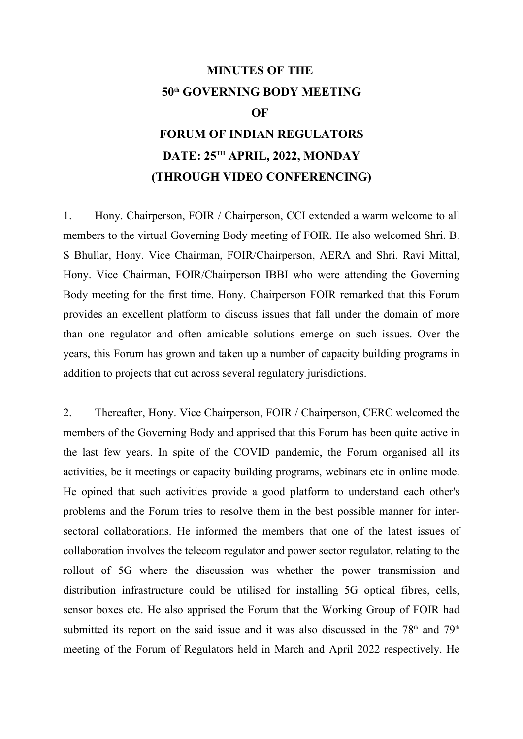# MINUTES OF THE 50th GOVERNING BODY MEETING OF FORUM OF INDIAN REGULATORS

## DATE: 25TH APRIL, 2022, MONDAY

## (THROUGH VIDEO CONFERENCING)

1. Hony. Chairperson, FOIR / Chairperson, CCI extended a warm welcome to all members to the virtual Governing Body meeting of FOIR. He also welcomed Shri. B. S Bhullar, Hony. Vice Chairman, FOIR/Chairperson, AERA and Shri. Ravi Mittal, Hony. Vice Chairman, FOIR/Chairperson IBBI who were attending the Governing Body meeting for the first time. Hony. Chairperson FOIR remarked that this Forum provides an excellent platform to discuss issues that fall under the domain of more than one regulator and often amicable solutions emerge on such issues. Over the years, this Forum has grown and taken up a number of capacity building programs in addition to projects that cut across several regulatory jurisdictions.

2. Thereafter, Hony. Vice Chairperson, FOIR / Chairperson, CERC welcomed the members of the Governing Body and apprised that this Forum has been quite active in the last few years. In spite of the COVID pandemic, the Forum organised all its activities, be it meetings or capacity building programs, webinars etc in online mode. He opined that such activities provide a good platform to understand each other's problems and the Forum tries to resolve them in the best possible manner for inter-sectoral collaborations. He informed the members that one of the latest issues of collaboration involves the telecom regulator and power sector regulator, relating to the rollout of 5G where the discussion was whether the power transmission and distribution infrastructure could be utilised for installing 5G optical fibres, cells, sensor boxes etc. He also apprised the Forum that the Working Group of FOIR had submitted its report on the said issue and it was also discussed in the 78th and 79th meeting of the Forum of Regulators held in March and April 2022 respectively. He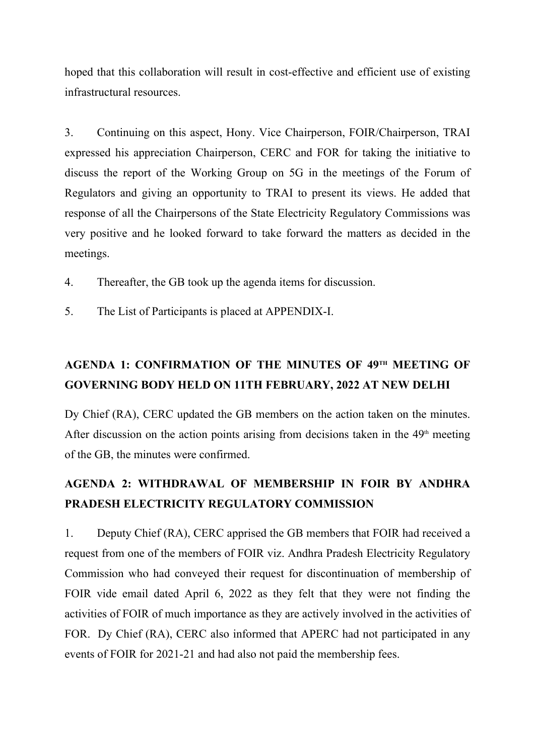hoped that this collaboration will result in cost-effective and efficient use of existing infrastructural resources.

3. Continuing on this aspect, Hony. Vice Chairperson, FOIR/Chairperson, TRAI expressed his appreciation Chairperson, CERC and FOR for taking the initiative to discuss the report of the Working Group on 5G in the meetings of the Forum of Regulators and giving an opportunity to TRAI to present its views. He added that response of all the Chairpersons of the State Electricity Regulatory Commissions was very positive and he looked forward to take forward the matters as decided in the meetings.

4. Thereafter, the GB took up the agenda items for discussion.

5. The List of Participants is placed at APPENDIX-I.

## AGENDA 1: CONFIRMATION OF THE MINUTES OF 49TH MEETING OF GOVERNING BODY HELD ON 11TH FEBRUARY, 2022 AT NEW DELHI

Dy Chief (RA), CERC updated the GB members on the action taken on the minutes. After discussion on the action points arising from decisions taken in the 49th meeting of the GB, the minutes were confirmed.

## AGENDA 2: WITHDRAWAL OF MEMBERSHIP IN FOIR BY ANDHRA PRADESH ELECTRICITY REGULATORY COMMISSION

1. Deputy Chief (RA), CERC apprised the GB members that FOIR had received a request from one of the members of FOIR viz. Andhra Pradesh Electricity Regulatory Commission who had conveyed their request for discontinuation of membership of FOIR vide email dated April 6, 2022 as they felt that they were not finding the activities of FOIR of much importance as they are actively involved in the activities of FOR. Dy Chief (RA), CERC also informed that APERC had not participated in any events of FOIR for 2021-21 and had also not paid the membership fees.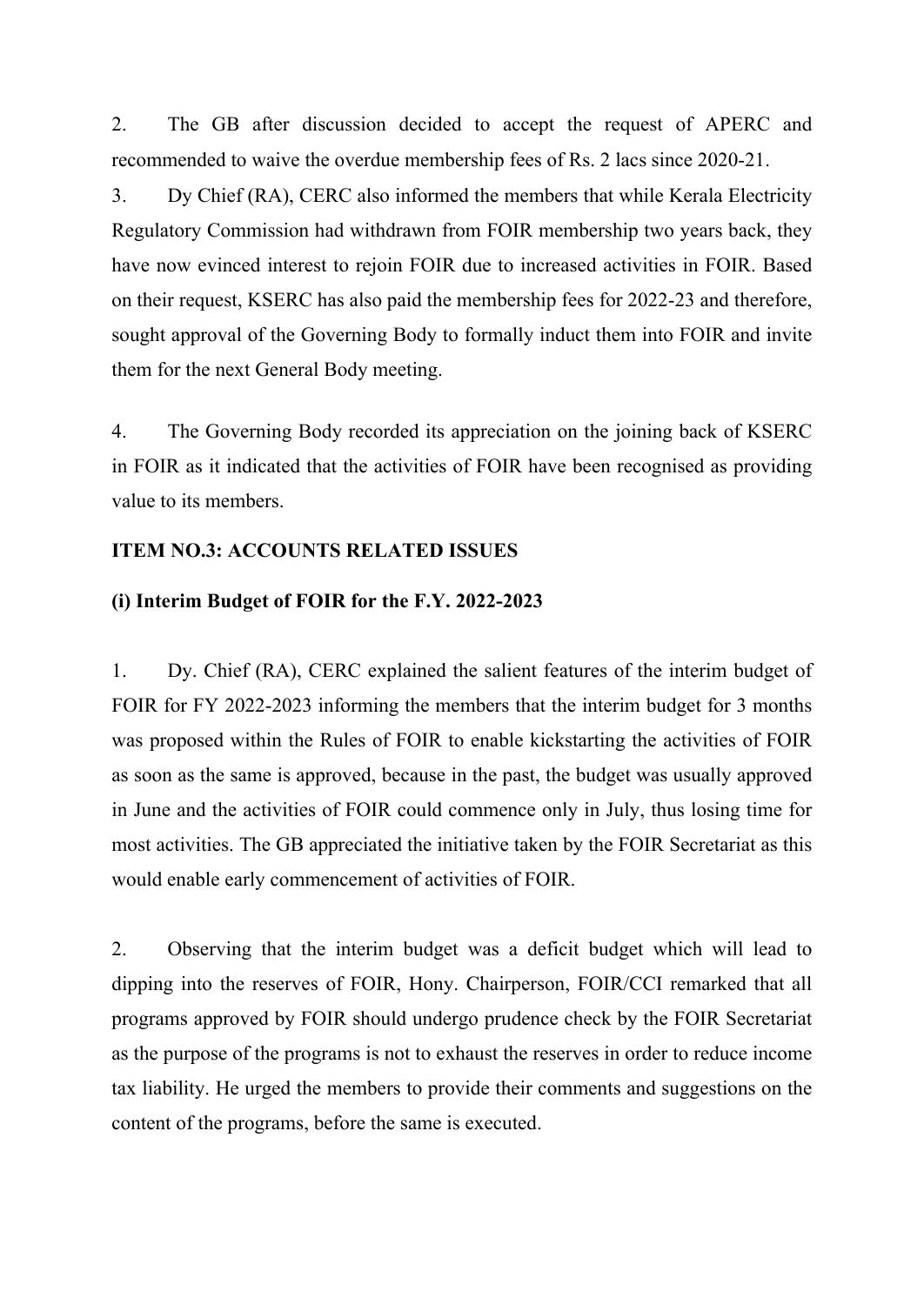2. The GB after discussion decided to accept the request of APERC and recommended to waive the overdue membership fees of Rs. 2 lacs since 2020-21.

3. Dy Chief (RA), CERC also informed the members that while Kerala Electricity Regulatory Commission had withdrawn from FOIR membership two years back, they have now evinced interest to rejoin FOIR due to increased activities in FOIR. Based on their request, KSERC has also paid the membership fees for 2022-23 and therefore, sought approval of the Governing Body to formally induct them into FOIR and invite them for the next General Body meeting.

4. The Governing Body recorded its appreciation on the joining back of KSERC in FOIR as it indicated that the activities of FOIR have been recognised as providing value to its members.

**ITEM NO.3: ACCOUNTS RELATED ISSUES**

**(i) Interim Budget of FOIR for the F.Y. 2022-2023**

1. Dy. Chief (RA), CERC explained the salient features of the interim budget of FOIR for FY 2022-2023 informing the members that the interim budget for 3 months was proposed within the Rules of FOIR to enable kickstarting the activities of FOIR as soon as the same is approved, because in the past, the budget was usually approved in June and the activities of FOIR could commence only in July, thus losing time for most activities. The GB appreciated the initiative taken by the FOIR Secretariat as this would enable early commencement of activities of FOIR.

2. Observing that the interim budget was a deficit budget which will lead to dipping into the reserves of FOIR, Hony. Chairperson, FOIR/CCI remarked that all programs approved by FOIR should undergo prudence check by the FOIR Secretariat as the purpose of the programs is not to exhaust the reserves in order to reduce income tax liability. He urged the members to provide their comments and suggestions on the content of the programs, before the same is executed.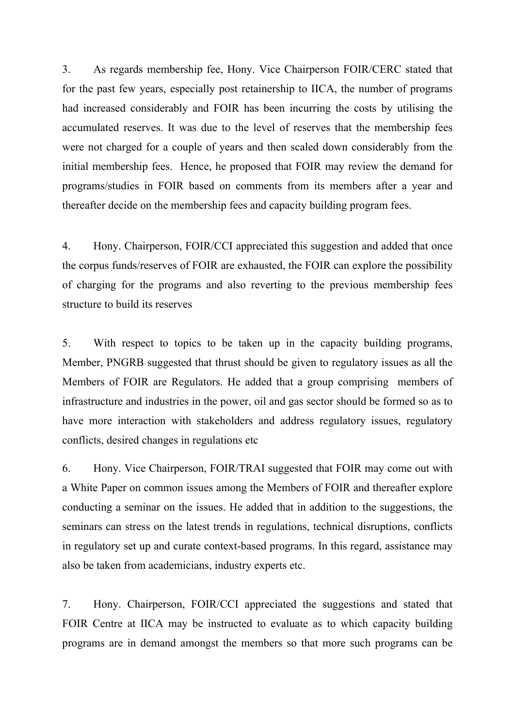3. As regards membership fee, Hony. Vice Chairperson FOIR/CERC stated that for the past few years, especially post retainership to IICA, the number of programs had increased considerably and FOIR has been incurring the costs by utilising the accumulated reserves. It was due to the level of reserves that the membership fees were not charged for a couple of years and then scaled down considerably from the initial membership fees. Hence, he proposed that FOIR may review the demand for programs/studies in FOIR based on comments from its members after a year and thereafter decide on the membership fees and capacity building program fees.

4. Hony. Chairperson, FOIR/CCI appreciated this suggestion and added that once the corpus funds/reserves of FOIR are exhausted, the FOIR can explore the possibility of charging for the programs and also reverting to the previous membership fees structure to build its reserves

5. With respect to topics to be taken up in the capacity building programs, Member, PNGRB suggested that thrust should be given to regulatory issues as all the Members of FOIR are Regulators. He added that a group comprising members of infrastructure and industries in the power, oil and gas sector should be formed so as to have more interaction with stakeholders and address regulatory issues, regulatory conflicts, desired changes in regulations etc

6. Hony. Vice Chairperson, FOIR/TRAI suggested that FOIR may come out with a White Paper on common issues among the Members of FOIR and thereafter explore conducting a seminar on the issues. He added that in addition to the suggestions, the seminars can stress on the latest trends in regulations, technical disruptions, conflicts in regulatory set up and curate context-based programs. In this regard, assistance may also be taken from academicians, industry experts etc.

7. Hony. Chairperson, FOIR/CCI appreciated the suggestions and stated that FOIR Centre at IICA may be instructed to evaluate as to which capacity building programs are in demand amongst the members so that more such programs can be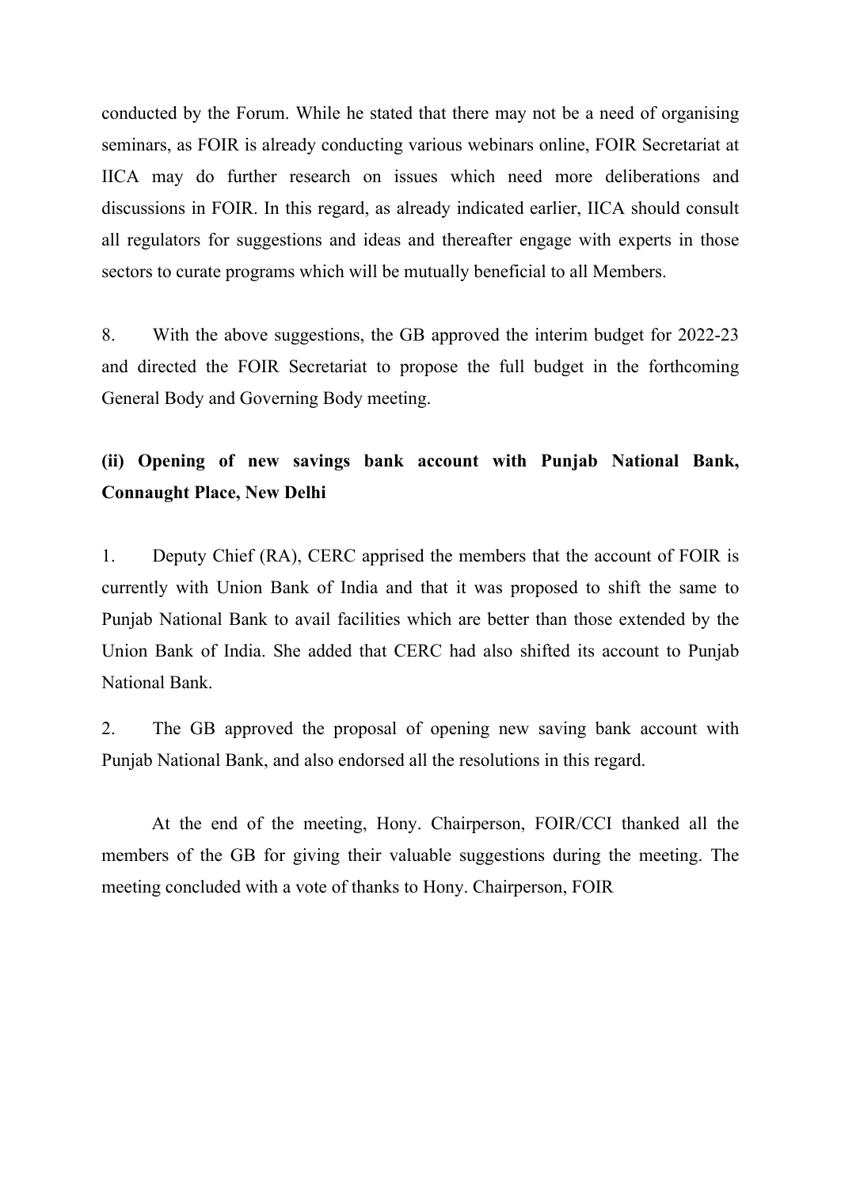conducted by the Forum. While he stated that there may not be a need of organising seminars, as FOIR is already conducting various webinars online, FOIR Secretariat at IICA may do further research on issues which need more deliberations and discussions in FOIR. In this regard, as already indicated earlier, IICA should consult all regulators for suggestions and ideas and thereafter engage with experts in those sectors to curate programs which will be mutually beneficial to all Members.

8. With the above suggestions, the GB approved the interim budget for 2022-23 and directed the FOIR Secretariat to propose the full budget in the forthcoming General Body and Governing Body meeting.

**(ii) Opening of new savings bank account with Punjab National Bank, Connaught Place, New Delhi**

1. Deputy Chief (RA), CERC apprised the members that the account of FOIR is currently with Union Bank of India and that it was proposed to shift the same to Punjab National Bank to avail facilities which are better than those extended by the Union Bank of India. She added that CERC had also shifted its account to Punjab National Bank.

2. The GB approved the proposal of opening new saving bank account with Punjab National Bank, and also endorsed all the resolutions in this regard.

At the end of the meeting, Hony. Chairperson, FOIR/CCI thanked all the members of the GB for giving their valuable suggestions during the meeting. The meeting concluded with a vote of thanks to Hony. Chairperson, FOIR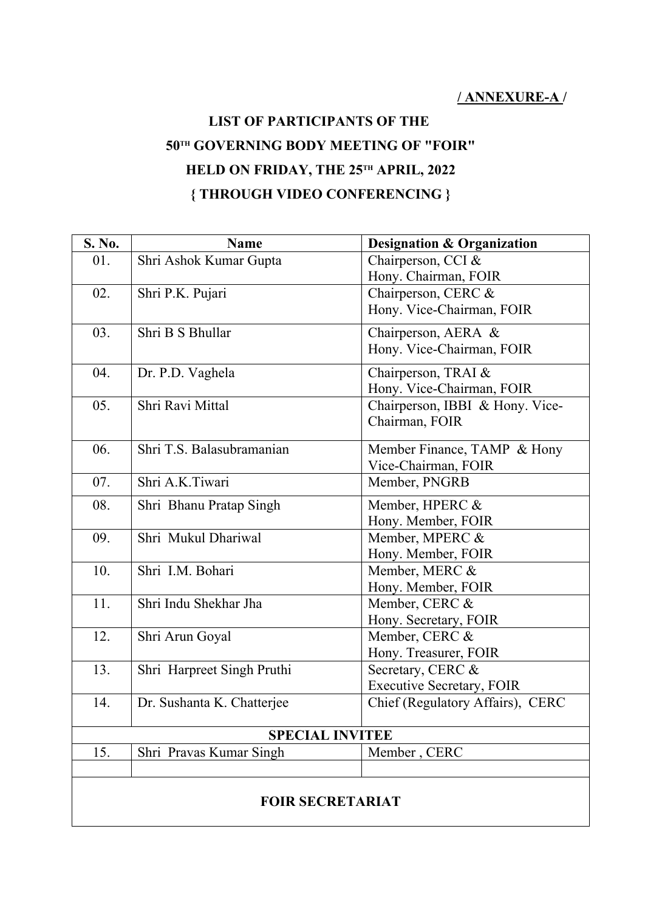**/ ANNEXURE-A /**

**LIST OF PARTICIPANTS OF THE**
**50TH GOVERNING BODY MEETING OF "FOIR"**
**HELD ON FRIDAY, THE 25TH APRIL, 2022**
**{ THROUGH VIDEO CONFERENCING }**

| S. No. | Name | Designation & Organization |
|---|---|---|
| 01. | Shri Ashok Kumar Gupta | Chairperson, CCI & Hony. Chairman, FOIR |
| 02. | Shri P.K. Pujari | Chairperson, CERC & Hony. Vice-Chairman, FOIR |
| 03. | Shri B S Bhullar | Chairperson, AERA & Hony. Vice-Chairman, FOIR |
| 04. | Dr. P.D. Vaghela | Chairperson, TRAI & Hony. Vice-Chairman, FOIR |
| 05. | Shri Ravi Mittal | Chairperson, IBBI & Hony. Vice-Chairman, FOIR |
| 06. | Shri T.S. Balasubramanian | Member Finance, TAMP & Hony Vice-Chairman, FOIR |
| 07. | Shri A.K.Tiwari | Member, PNGRB |
| 08. | Shri Bhanu Pratap Singh | Member, HPERC & Hony. Member, FOIR |
| 09. | Shri Mukul Dhariwal | Member, MPERC & Hony. Member, FOIR |
| 10. | Shri I.M. Bohari | Member, MERC & Hony. Member, FOIR |
| 11. | Shri Indu Shekhar Jha | Member, CERC & Hony. Secretary, FOIR |
| 12. | Shri Arun Goyal | Member, CERC & Hony. Treasurer, FOIR |
| 13. | Shri Harpreet Singh Pruthi | Secretary, CERC & Executive Secretary, FOIR |
| 14. | Dr. Sushanta K. Chatterjee | Chief (Regulatory Affairs), CERC |
| **SPECIAL INVITEE** | | |
| 15. | Shri Pravas Kumar Singh | Member , CERC |
| | | |
| **FOIR SECRETARIAT** | | |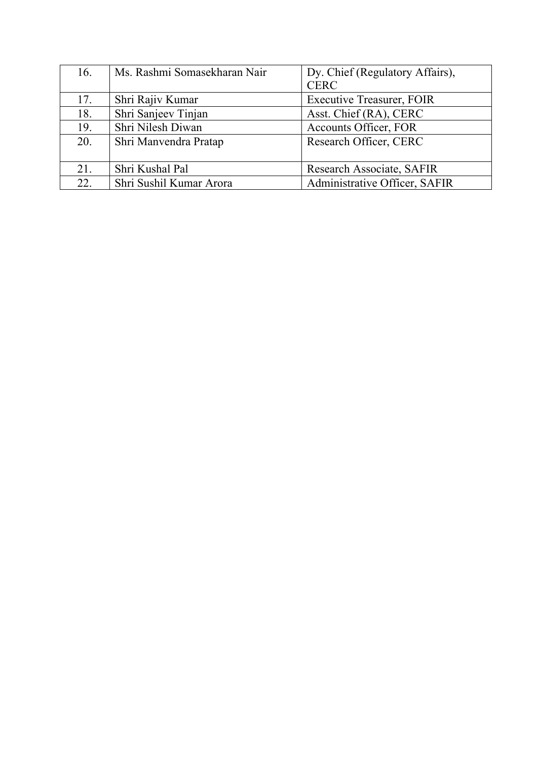| | | |
|---|---|---|
| 16. | Ms. Rashmi Somasekharan Nair | Dy. Chief (Regulatory Affairs), CERC |
| 17. | Shri Rajiv Kumar | Executive Treasurer, FOIR |
| 18. | Shri Sanjeev Tinjan | Asst. Chief (RA), CERC |
| 19. | Shri Nilesh Diwan | Accounts Officer, FOR |
| 20. | Shri Manvendra Pratap | Research Officer, CERC |
| 21. | Shri Kushal Pal | Research Associate, SAFIR |
| 22. | Shri Sushil Kumar Arora | Administrative Officer, SAFIR |